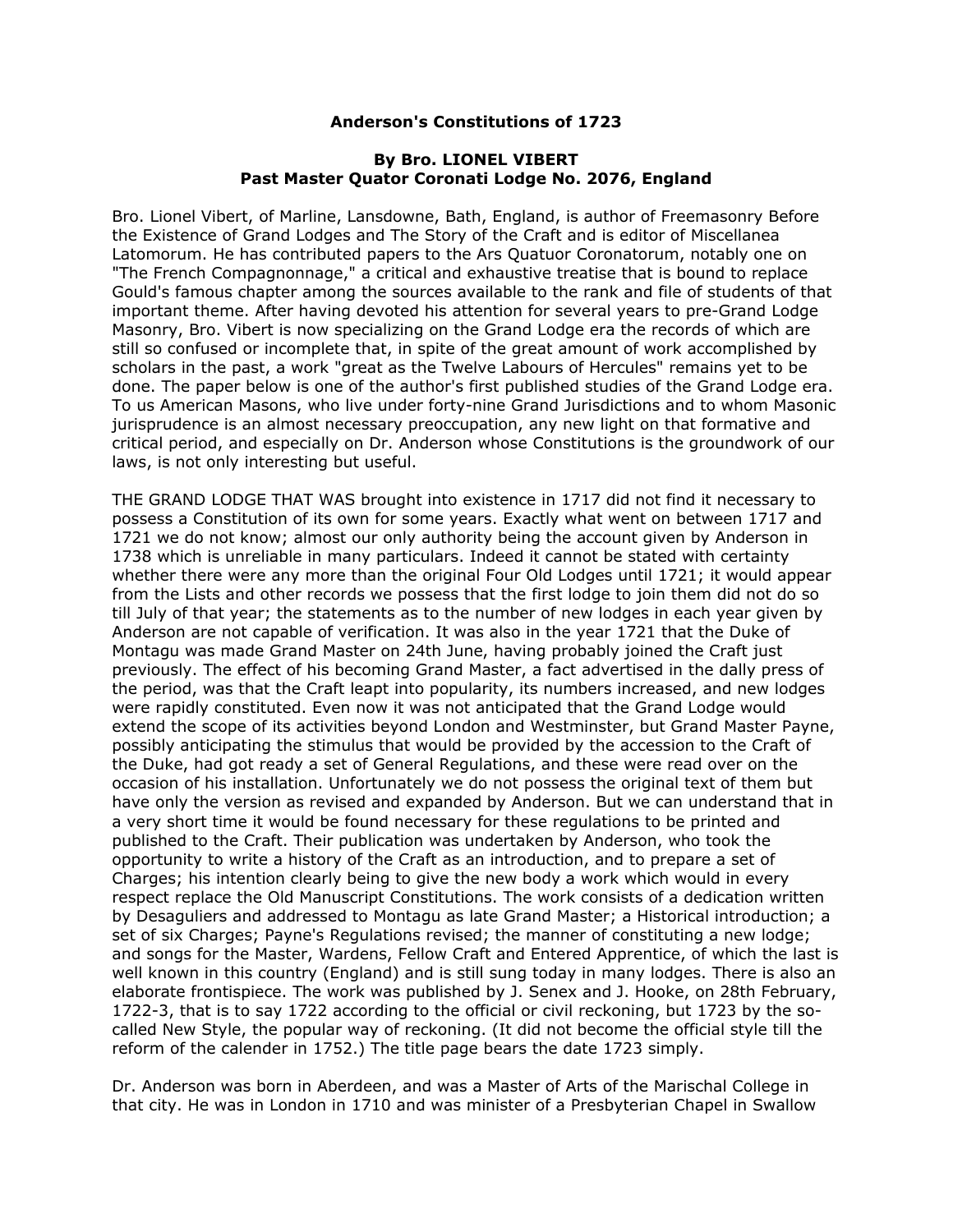# Anderson's Constitutions of 1723

### By Bro. LIONEL VIBERT
### Past Master Quator Coronati Lodge No. 2076, England

Bro. Lionel Vibert, of Marline, Lansdowne, Bath, England, is author of Freemasonry Before the Existence of Grand Lodges and The Story of the Craft and is editor of Miscellanea Latomorum. He has contributed papers to the Ars Quatuor Coronatorum, notably one on "The French Compagnonnage," a critical and exhaustive treatise that is bound to replace Gould's famous chapter among the sources available to the rank and file of students of that important theme. After having devoted his attention for several years to pre-Grand Lodge Masonry, Bro. Vibert is now specializing on the Grand Lodge era the records of which are still so confused or incomplete that, in spite of the great amount of work accomplished by scholars in the past, a work "great as the Twelve Labours of Hercules" remains yet to be done. The paper below is one of the author's first published studies of the Grand Lodge era. To us American Masons, who live under forty-nine Grand Jurisdictions and to whom Masonic jurisprudence is an almost necessary preoccupation, any new light on that formative and critical period, and especially on Dr. Anderson whose Constitutions is the groundwork of our laws, is not only interesting but useful.

THE GRAND LODGE THAT WAS brought into existence in 1717 did not find it necessary to possess a Constitution of its own for some years. Exactly what went on between 1717 and 1721 we do not know; almost our only authority being the account given by Anderson in 1738 which is unreliable in many particulars. Indeed it cannot be stated with certainty whether there were any more than the original Four Old Lodges until 1721; it would appear from the Lists and other records we possess that the first lodge to join them did not do so till July of that year; the statements as to the number of new lodges in each year given by Anderson are not capable of verification. It was also in the year 1721 that the Duke of Montagu was made Grand Master on 24th June, having probably joined the Craft just previously. The effect of his becoming Grand Master, a fact advertised in the daily press of the period, was that the Craft leapt into popularity, its numbers increased, and new lodges were rapidly constituted. Even now it was not anticipated that the Grand Lodge would extend the scope of its activities beyond London and Westminster, but Grand Master Payne, possibly anticipating the stimulus that would be provided by the accession to the Craft of the Duke, had got ready a set of General Regulations, and these were read over on the occasion of his installation. Unfortunately we do not possess the original text of them but have only the version as revised and expanded by Anderson. But we can understand that in a very short time it would be found necessary for these regulations to be printed and published to the Craft. Their publication was undertaken by Anderson, who took the opportunity to write a history of the Craft as an introduction, and to prepare a set of Charges; his intention clearly being to give the new body a work which would in every respect replace the Old Manuscript Constitutions. The work consists of a dedication written by Desaguliers and addressed to Montagu as late Grand Master; a Historical introduction; a set of six Charges; Payne's Regulations revised; the manner of constituting a new lodge; and songs for the Master, Wardens, Fellow Craft and Entered Apprentice, of which the last is well known in this country (England) and is still sung today in many lodges. There is also an elaborate frontispiece. The work was published by J. Senex and J. Hooke, on 28th February, 1722-3, that is to say 1722 according to the official or civil reckoning, but 1723 by the so-called New Style, the popular way of reckoning. (It did not become the official style till the reform of the calender in 1752.) The title page bears the date 1723 simply.

Dr. Anderson was born in Aberdeen, and was a Master of Arts of the Marischal College in that city. He was in London in 1710 and was minister of a Presbyterian Chapel in Swallow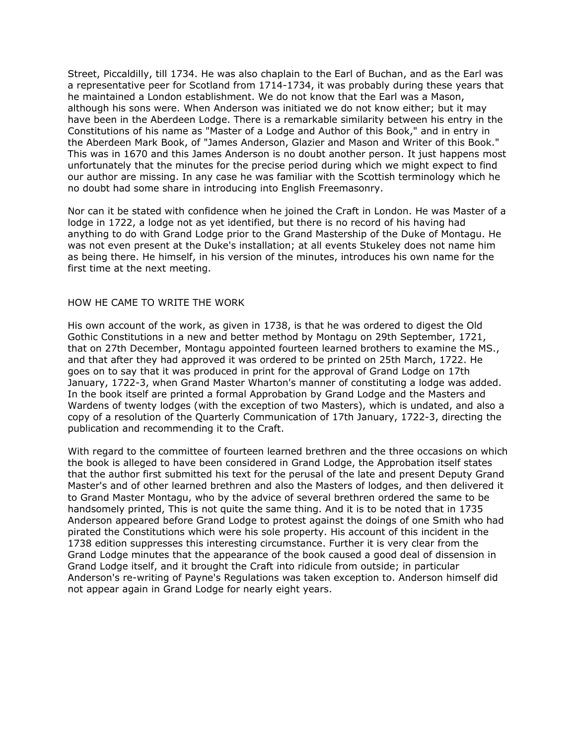Street, Piccaldilly, till 1734. He was also chaplain to the Earl of Buchan, and as the Earl was a representative peer for Scotland from 1714-1734, it was probably during these years that he maintained a London establishment. We do not know that the Earl was a Mason, although his sons were. When Anderson was initiated we do not know either; but it may have been in the Aberdeen Lodge. There is a remarkable similarity between his entry in the Constitutions of his name as "Master of a Lodge and Author of this Book," and in entry in the Aberdeen Mark Book, of "James Anderson, Glazier and Mason and Writer of this Book." This was in 1670 and this James Anderson is no doubt another person. It just happens most unfortunately that the minutes for the precise period during which we might expect to find our author are missing. In any case he was familiar with the Scottish terminology which he no doubt had some share in introducing into English Freemasonry.

Nor can it be stated with confidence when he joined the Craft in London. He was Master of a lodge in 1722, a lodge not as yet identified, but there is no record of his having had anything to do with Grand Lodge prior to the Grand Mastership of the Duke of Montagu. He was not even present at the Duke's installation; at all events Stukeley does not name him as being there. He himself, in his version of the minutes, introduces his own name for the first time at the next meeting.

## HOW HE CAME TO WRITE THE WORK

His own account of the work, as given in 1738, is that he was ordered to digest the Old Gothic Constitutions in a new and better method by Montagu on 29th September, 1721, that on 27th December, Montagu appointed fourteen learned brothers to examine the MS., and that after they had approved it was ordered to be printed on 25th March, 1722. He goes on to say that it was produced in print for the approval of Grand Lodge on 17th January, 1722-3, when Grand Master Wharton's manner of constituting a lodge was added. In the book itself are printed a formal Approbation by Grand Lodge and the Masters and Wardens of twenty lodges (with the exception of two Masters), which is undated, and also a copy of a resolution of the Quarterly Communication of 17th January, 1722-3, directing the publication and recommending it to the Craft.

With regard to the committee of fourteen learned brethren and the three occasions on which the book is alleged to have been considered in Grand Lodge, the Approbation itself states that the author first submitted his text for the perusal of the late and present Deputy Grand Master's and of other learned brethren and also the Masters of lodges, and then delivered it to Grand Master Montagu, who by the advice of several brethren ordered the same to be handsomely printed, This is not quite the same thing. And it is to be noted that in 1735 Anderson appeared before Grand Lodge to protest against the doings of one Smith who had pirated the Constitutions which were his sole property. His account of this incident in the 1738 edition suppresses this interesting circumstance. Further it is very clear from the Grand Lodge minutes that the appearance of the book caused a good deal of dissension in Grand Lodge itself, and it brought the Craft into ridicule from outside; in particular Anderson's re-writing of Payne's Regulations was taken exception to. Anderson himself did not appear again in Grand Lodge for nearly eight years.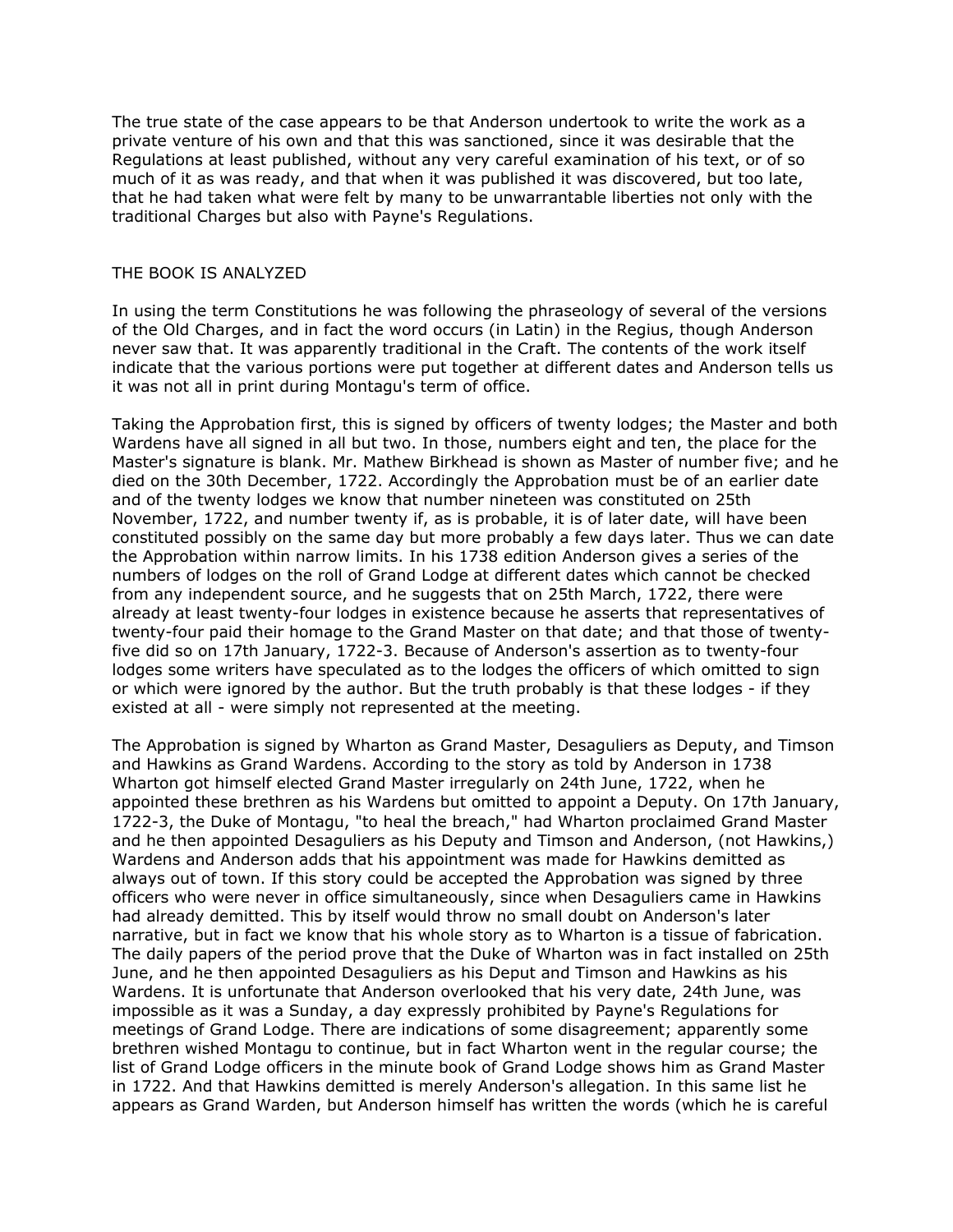The true state of the case appears to be that Anderson undertook to write the work as a private venture of his own and that this was sanctioned, since it was desirable that the Regulations at least published, without any very careful examination of his text, or of so much of it as was ready, and that when it was published it was discovered, but too late, that he had taken what were felt by many to be unwarrantable liberties not only with the traditional Charges but also with Payne's Regulations.

## THE BOOK IS ANALYZED

In using the term Constitutions he was following the phraseology of several of the versions of the Old Charges, and in fact the word occurs (in Latin) in the Regius, though Anderson never saw that. It was apparently traditional in the Craft. The contents of the work itself indicate that the various portions were put together at different dates and Anderson tells us it was not all in print during Montagu's term of office.

Taking the Approbation first, this is signed by officers of twenty lodges; the Master and both Wardens have all signed in all but two. In those, numbers eight and ten, the place for the Master's signature is blank. Mr. Mathew Birkhead is shown as Master of number five; and he died on the 30th December, 1722. Accordingly the Approbation must be of an earlier date and of the twenty lodges we know that number nineteen was constituted on 25th November, 1722, and number twenty if, as is probable, it is of later date, will have been constituted possibly on the same day but more probably a few days later. Thus we can date the Approbation within narrow limits. In his 1738 edition Anderson gives a series of the numbers of lodges on the roll of Grand Lodge at different dates which cannot be checked from any independent source, and he suggests that on 25th March, 1722, there were already at least twenty-four lodges in existence because he asserts that representatives of twenty-four paid their homage to the Grand Master on that date; and that those of twenty-five did so on 17th January, 1722-3. Because of Anderson's assertion as to twenty-four lodges some writers have speculated as to the lodges the officers of which omitted to sign or which were ignored by the author. But the truth probably is that these lodges - if they existed at all - were simply not represented at the meeting.

The Approbation is signed by Wharton as Grand Master, Desaguliers as Deputy, and Timson and Hawkins as Grand Wardens. According to the story as told by Anderson in 1738 Wharton got himself elected Grand Master irregularly on 24th June, 1722, when he appointed these brethren as his Wardens but omitted to appoint a Deputy. On 17th January, 1722-3, the Duke of Montagu, "to heal the breach," had Wharton proclaimed Grand Master and he then appointed Desaguliers as his Deputy and Timson and Anderson, (not Hawkins,) Wardens and Anderson adds that his appointment was made for Hawkins demitted as always out of town. If this story could be accepted the Approbation was signed by three officers who were never in office simultaneously, since when Desaguliers came in Hawkins had already demitted. This by itself would throw no small doubt on Anderson's later narrative, but in fact we know that his whole story as to Wharton is a tissue of fabrication. The daily papers of the period prove that the Duke of Wharton was in fact installed on 25th June, and he then appointed Desaguliers as his Deput and Timson and Hawkins as his Wardens. It is unfortunate that Anderson overlooked that his very date, 24th June, was impossible as it was a Sunday, a day expressly prohibited by Payne's Regulations for meetings of Grand Lodge. There are indications of some disagreement; apparently some brethren wished Montagu to continue, but in fact Wharton went in the regular course; the list of Grand Lodge officers in the minute book of Grand Lodge shows him as Grand Master in 1722. And that Hawkins demitted is merely Anderson's allegation. In this same list he appears as Grand Warden, but Anderson himself has written the words (which he is careful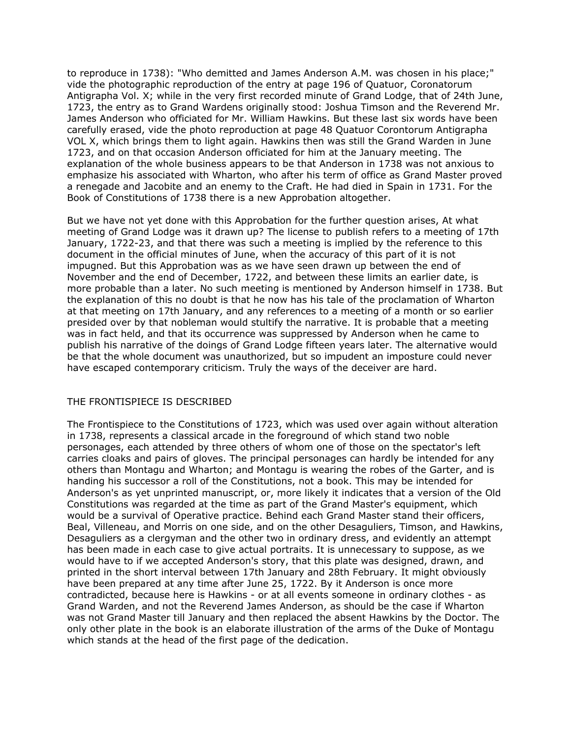to reproduce in 1738): "Who demitted and James Anderson A.M. was chosen in his place;" vide the photographic reproduction of the entry at page 196 of Quatuor, Coronatorum Antigrapha Vol. X; while in the very first recorded minute of Grand Lodge, that of 24th June, 1723, the entry as to Grand Wardens originally stood: Joshua Timson and the Reverend Mr. James Anderson who officiated for Mr. William Hawkins. But these last six words have been carefully erased, vide the photo reproduction at page 48 Quatuor Corontorum Antigrapha VOL X, which brings them to light again. Hawkins then was still the Grand Warden in June 1723, and on that occasion Anderson officiated for him at the January meeting. The explanation of the whole business appears to be that Anderson in 1738 was not anxious to emphasize his associated with Wharton, who after his term of office as Grand Master proved a renegade and Jacobite and an enemy to the Craft. He had died in Spain in 1731. For the Book of Constitutions of 1738 there is a new Approbation altogether.

But we have not yet done with this Approbation for the further question arises, At what meeting of Grand Lodge was it drawn up? The license to publish refers to a meeting of 17th January, 1722-23, and that there was such a meeting is implied by the reference to this document in the official minutes of June, when the accuracy of this part of it is not impugned. But this Approbation was as we have seen drawn up between the end of November and the end of December, 1722, and between these limits an earlier date, is more probable than a later. No such meeting is mentioned by Anderson himself in 1738. But the explanation of this no doubt is that he now has his tale of the proclamation of Wharton at that meeting on 17th January, and any references to a meeting of a month or so earlier presided over by that nobleman would stultify the narrative. It is probable that a meeting was in fact held, and that its occurrence was suppressed by Anderson when he came to publish his narrative of the doings of Grand Lodge fifteen years later. The alternative would be that the whole document was unauthorized, but so impudent an imposture could never have escaped contemporary criticism. Truly the ways of the deceiver are hard.

## THE FRONTISPIECE IS DESCRIBED

The Frontispiece to the Constitutions of 1723, which was used over again without alteration in 1738, represents a classical arcade in the foreground of which stand two noble personages, each attended by three others of whom one of those on the spectator's left carries cloaks and pairs of gloves. The principal personages can hardly be intended for any others than Montagu and Wharton; and Montagu is wearing the robes of the Garter, and is handing his successor a roll of the Constitutions, not a book. This may be intended for Anderson's as yet unprinted manuscript, or, more likely it indicates that a version of the Old Constitutions was regarded at the time as part of the Grand Master's equipment, which would be a survival of Operative practice. Behind each Grand Master stand their officers, Beal, Villeneau, and Morris on one side, and on the other Desaguliers, Timson, and Hawkins, Desaguliers as a clergyman and the other two in ordinary dress, and evidently an attempt has been made in each case to give actual portraits. It is unnecessary to suppose, as we would have to if we accepted Anderson's story, that this plate was designed, drawn, and printed in the short interval between 17th January and 28th February. It might obviously have been prepared at any time after June 25, 1722. By it Anderson is once more contradicted, because here is Hawkins - or at all events someone in ordinary clothes - as Grand Warden, and not the Reverend James Anderson, as should be the case if Wharton was not Grand Master till January and then replaced the absent Hawkins by the Doctor. The only other plate in the book is an elaborate illustration of the arms of the Duke of Montagu which stands at the head of the first page of the dedication.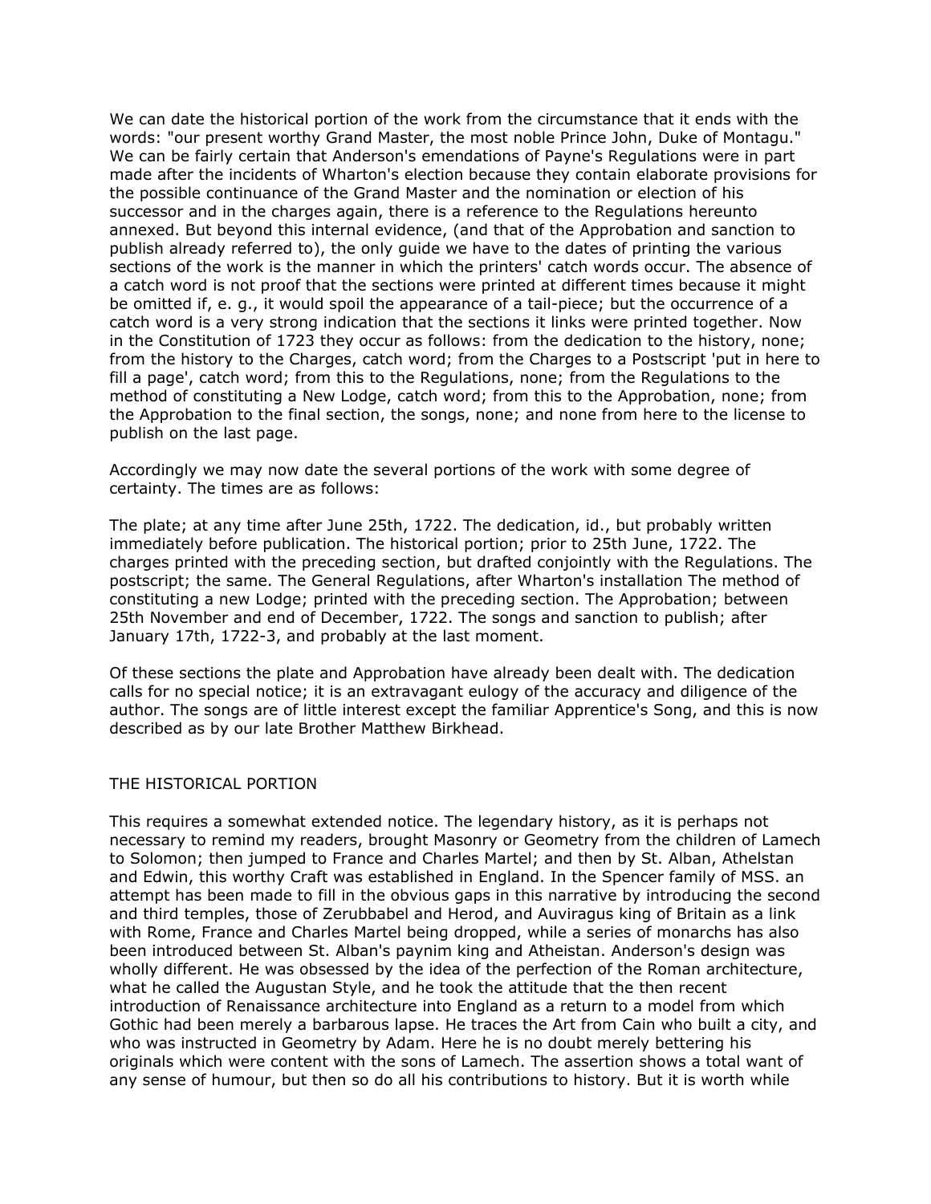We can date the historical portion of the work from the circumstance that it ends with the words: "our present worthy Grand Master, the most noble Prince John, Duke of Montagu." We can be fairly certain that Anderson's emendations of Payne's Regulations were in part made after the incidents of Wharton's election because they contain elaborate provisions for the possible continuance of the Grand Master and the nomination or election of his successor and in the charges again, there is a reference to the Regulations hereunto annexed. But beyond this internal evidence, (and that of the Approbation and sanction to publish already referred to), the only guide we have to the dates of printing the various sections of the work is the manner in which the printers' catch words occur. The absence of a catch word is not proof that the sections were printed at different times because it might be omitted if, e. g., it would spoil the appearance of a tail-piece; but the occurrence of a catch word is a very strong indication that the sections it links were printed together. Now in the Constitution of 1723 they occur as follows: from the dedication to the history, none; from the history to the Charges, catch word; from the Charges to a Postscript 'put in here to fill a page', catch word; from this to the Regulations, none; from the Regulations to the method of constituting a New Lodge, catch word; from this to the Approbation, none; from the Approbation to the final section, the songs, none; and none from here to the license to publish on the last page.

Accordingly we may now date the several portions of the work with some degree of certainty. The times are as follows:

The plate; at any time after June 25th, 1722. The dedication, id., but probably written immediately before publication. The historical portion; prior to 25th June, 1722. The charges printed with the preceding section, but drafted conjointly with the Regulations. The postscript; the same. The General Regulations, after Wharton's installation The method of constituting a new Lodge; printed with the preceding section. The Approbation; between 25th November and end of December, 1722. The songs and sanction to publish; after January 17th, 1722-3, and probably at the last moment.

Of these sections the plate and Approbation have already been dealt with. The dedication calls for no special notice; it is an extravagant eulogy of the accuracy and diligence of the author. The songs are of little interest except the familiar Apprentice's Song, and this is now described as by our late Brother Matthew Birkhead.

## THE HISTORICAL PORTION

This requires a somewhat extended notice. The legendary history, as it is perhaps not necessary to remind my readers, brought Masonry or Geometry from the children of Lamech to Solomon; then jumped to France and Charles Martel; and then by St. Alban, Athelstan and Edwin, this worthy Craft was established in England. In the Spencer family of MSS. an attempt has been made to fill in the obvious gaps in this narrative by introducing the second and third temples, those of Zerubbabel and Herod, and Auviragus king of Britain as a link with Rome, France and Charles Martel being dropped, while a series of monarchs has also been introduced between St. Alban's paynim king and Atheistan. Anderson's design was wholly different. He was obsessed by the idea of the perfection of the Roman architecture, what he called the Augustan Style, and he took the attitude that the then recent introduction of Renaissance architecture into England as a return to a model from which Gothic had been merely a barbarous lapse. He traces the Art from Cain who built a city, and who was instructed in Geometry by Adam. Here he is no doubt merely bettering his originals which were content with the sons of Lamech. The assertion shows a total want of any sense of humour, but then so do all his contributions to history. But it is worth while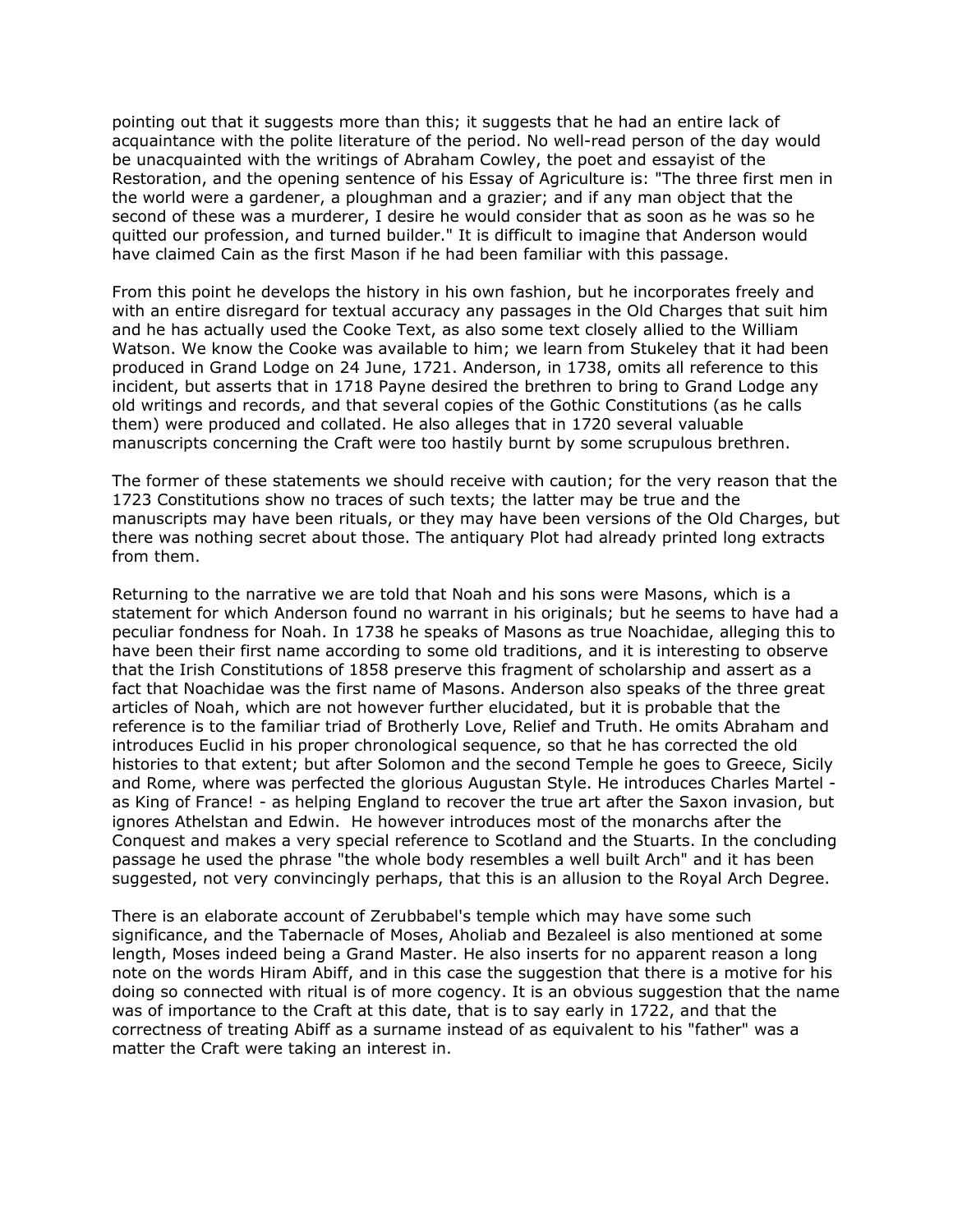pointing out that it suggests more than this; it suggests that he had an entire lack of acquaintance with the polite literature of the period. No well-read person of the day would be unacquainted with the writings of Abraham Cowley, the poet and essayist of the Restoration, and the opening sentence of his Essay of Agriculture is: "The three first men in the world were a gardener, a ploughman and a grazier; and if any man object that the second of these was a murderer, I desire he would consider that as soon as he was so he quitted our profession, and turned builder." It is difficult to imagine that Anderson would have claimed Cain as the first Mason if he had been familiar with this passage.

From this point he develops the history in his own fashion, but he incorporates freely and with an entire disregard for textual accuracy any passages in the Old Charges that suit him and he has actually used the Cooke Text, as also some text closely allied to the William Watson. We know the Cooke was available to him; we learn from Stukeley that it had been produced in Grand Lodge on 24 June, 1721. Anderson, in 1738, omits all reference to this incident, but asserts that in 1718 Payne desired the brethren to bring to Grand Lodge any old writings and records, and that several copies of the Gothic Constitutions (as he calls them) were produced and collated. He also alleges that in 1720 several valuable manuscripts concerning the Craft were too hastily burnt by some scrupulous brethren.

The former of these statements we should receive with caution; for the very reason that the 1723 Constitutions show no traces of such texts; the latter may be true and the manuscripts may have been rituals, or they may have been versions of the Old Charges, but there was nothing secret about those. The antiquary Plot had already printed long extracts from them.

Returning to the narrative we are told that Noah and his sons were Masons, which is a statement for which Anderson found no warrant in his originals; but he seems to have had a peculiar fondness for Noah. In 1738 he speaks of Masons as true Noachidae, alleging this to have been their first name according to some old traditions, and it is interesting to observe that the Irish Constitutions of 1858 preserve this fragment of scholarship and assert as a fact that Noachidae was the first name of Masons. Anderson also speaks of the three great articles of Noah, which are not however further elucidated, but it is probable that the reference is to the familiar triad of Brotherly Love, Relief and Truth. He omits Abraham and introduces Euclid in his proper chronological sequence, so that he has corrected the old histories to that extent; but after Solomon and the second Temple he goes to Greece, Sicily and Rome, where was perfected the glorious Augustan Style. He introduces Charles Martel - as King of France! - as helping England to recover the true art after the Saxon invasion, but ignores Athelstan and Edwin. He however introduces most of the monarchs after the Conquest and makes a very special reference to Scotland and the Stuarts. In the concluding passage he used the phrase "the whole body resembles a well built Arch" and it has been suggested, not very convincingly perhaps, that this is an allusion to the Royal Arch Degree.

There is an elaborate account of Zerubbabel's temple which may have some such significance, and the Tabernacle of Moses, Aholiab and Bezaleel is also mentioned at some length, Moses indeed being a Grand Master. He also inserts for no apparent reason a long note on the words Hiram Abiff, and in this case the suggestion that there is a motive for his doing so connected with ritual is of more cogency. It is an obvious suggestion that the name was of importance to the Craft at this date, that is to say early in 1722, and that the correctness of treating Abiff as a surname instead of as equivalent to his "father" was a matter the Craft were taking an interest in.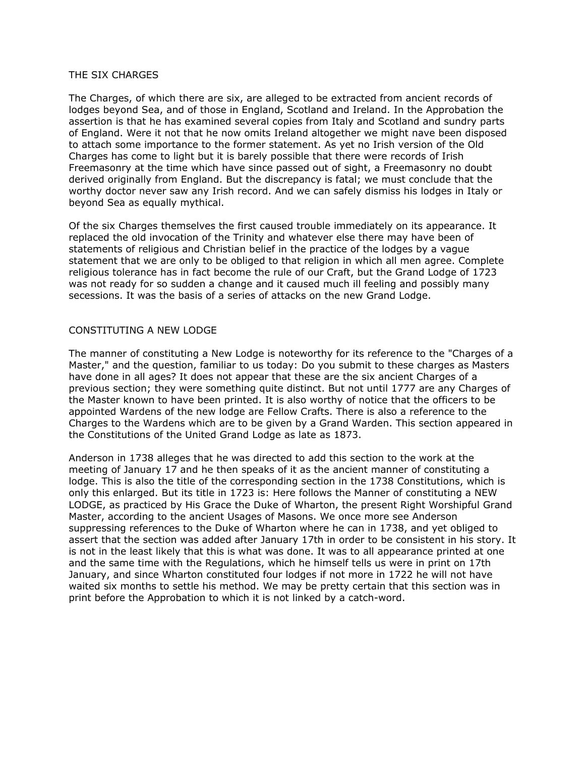## THE SIX CHARGES

The Charges, of which there are six, are alleged to be extracted from ancient records of lodges beyond Sea, and of those in England, Scotland and Ireland. In the Approbation the assertion is that he has examined several copies from Italy and Scotland and sundry parts of England. Were it not that he now omits Ireland altogether we might nave been disposed to attach some importance to the former statement. As yet no Irish version of the Old Charges has come to light but it is barely possible that there were records of Irish Freemasonry at the time which have since passed out of sight, a Freemasonry no doubt derived originally from England. But the discrepancy is fatal; we must conclude that the worthy doctor never saw any Irish record. And we can safely dismiss his lodges in Italy or beyond Sea as equally mythical.

Of the six Charges themselves the first caused trouble immediately on its appearance. It replaced the old invocation of the Trinity and whatever else there may have been of statements of religious and Christian belief in the practice of the lodges by a vague statement that we are only to be obliged to that religion in which all men agree. Complete religious tolerance has in fact become the rule of our Craft, but the Grand Lodge of 1723 was not ready for so sudden a change and it caused much ill feeling and possibly many secessions. It was the basis of a series of attacks on the new Grand Lodge.

## CONSTITUTING A NEW LODGE

The manner of constituting a New Lodge is noteworthy for its reference to the "Charges of a Master," and the question, familiar to us today: Do you submit to these charges as Masters have done in all ages? It does not appear that these are the six ancient Charges of a previous section; they were something quite distinct. But not until 1777 are any Charges of the Master known to have been printed. It is also worthy of notice that the officers to be appointed Wardens of the new lodge are Fellow Crafts. There is also a reference to the Charges to the Wardens which are to be given by a Grand Warden. This section appeared in the Constitutions of the United Grand Lodge as late as 1873.

Anderson in 1738 alleges that he was directed to add this section to the work at the meeting of January 17 and he then speaks of it as the ancient manner of constituting a lodge. This is also the title of the corresponding section in the 1738 Constitutions, which is only this enlarged. But its title in 1723 is: Here follows the Manner of constituting a NEW LODGE, as practiced by His Grace the Duke of Wharton, the present Right Worshipful Grand Master, according to the ancient Usages of Masons. We once more see Anderson suppressing references to the Duke of Wharton where he can in 1738, and yet obliged to assert that the section was added after January 17th in order to be consistent in his story. It is not in the least likely that this is what was done. It was to all appearance printed at one and the same time with the Regulations, which he himself tells us were in print on 17th January, and since Wharton constituted four lodges if not more in 1722 he will not have waited six months to settle his method. We may be pretty certain that this section was in print before the Approbation to which it is not linked by a catch-word.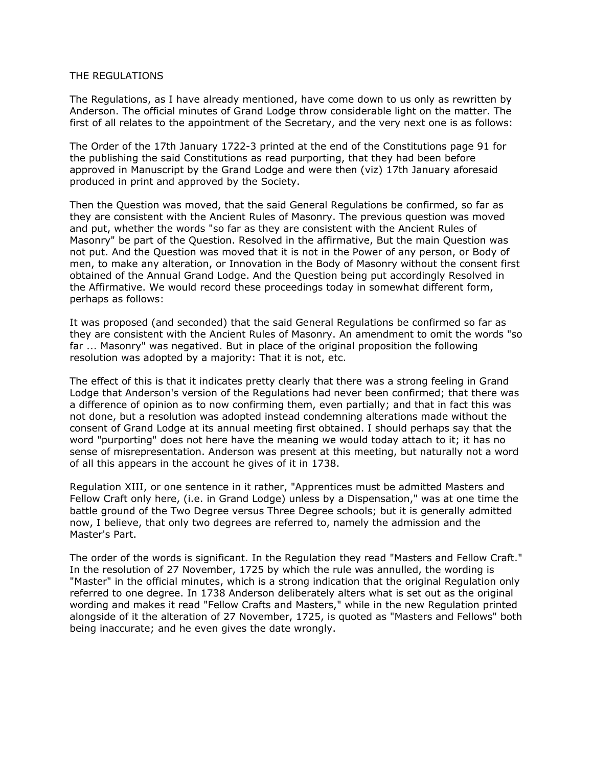## THE REGULATIONS

The Regulations, as I have already mentioned, have come down to us only as rewritten by Anderson. The official minutes of Grand Lodge throw considerable light on the matter. The first of all relates to the appointment of the Secretary, and the very next one is as follows:

The Order of the 17th January 1722-3 printed at the end of the Constitutions page 91 for the publishing the said Constitutions as read purporting, that they had been before approved in Manuscript by the Grand Lodge and were then (viz) 17th January aforesaid produced in print and approved by the Society.

Then the Question was moved, that the said General Regulations be confirmed, so far as they are consistent with the Ancient Rules of Masonry. The previous question was moved and put, whether the words "so far as they are consistent with the Ancient Rules of Masonry" be part of the Question. Resolved in the affirmative, But the main Question was not put. And the Question was moved that it is not in the Power of any person, or Body of men, to make any alteration, or Innovation in the Body of Masonry without the consent first obtained of the Annual Grand Lodge. And the Question being put accordingly Resolved in the Affirmative. We would record these proceedings today in somewhat different form, perhaps as follows:

It was proposed (and seconded) that the said General Regulations be confirmed so far as they are consistent with the Ancient Rules of Masonry. An amendment to omit the words "so far ... Masonry" was negatived. But in place of the original proposition the following resolution was adopted by a majority: That it is not, etc.

The effect of this is that it indicates pretty clearly that there was a strong feeling in Grand Lodge that Anderson's version of the Regulations had never been confirmed; that there was a difference of opinion as to now confirming them, even partially; and that in fact this was not done, but a resolution was adopted instead condemning alterations made without the consent of Grand Lodge at its annual meeting first obtained. I should perhaps say that the word "purporting" does not here have the meaning we would today attach to it; it has no sense of misrepresentation. Anderson was present at this meeting, but naturally not a word of all this appears in the account he gives of it in 1738.

Regulation XIII, or one sentence in it rather, "Apprentices must be admitted Masters and Fellow Craft only here, (i.e. in Grand Lodge) unless by a Dispensation," was at one time the battle ground of the Two Degree versus Three Degree schools; but it is generally admitted now, I believe, that only two degrees are referred to, namely the admission and the Master's Part.

The order of the words is significant. In the Regulation they read "Masters and Fellow Craft." In the resolution of 27 November, 1725 by which the rule was annulled, the wording is "Master" in the official minutes, which is a strong indication that the original Regulation only referred to one degree. In 1738 Anderson deliberately alters what is set out as the original wording and makes it read "Fellow Crafts and Masters," while in the new Regulation printed alongside of it the alteration of 27 November, 1725, is quoted as "Masters and Fellows" both being inaccurate; and he even gives the date wrongly.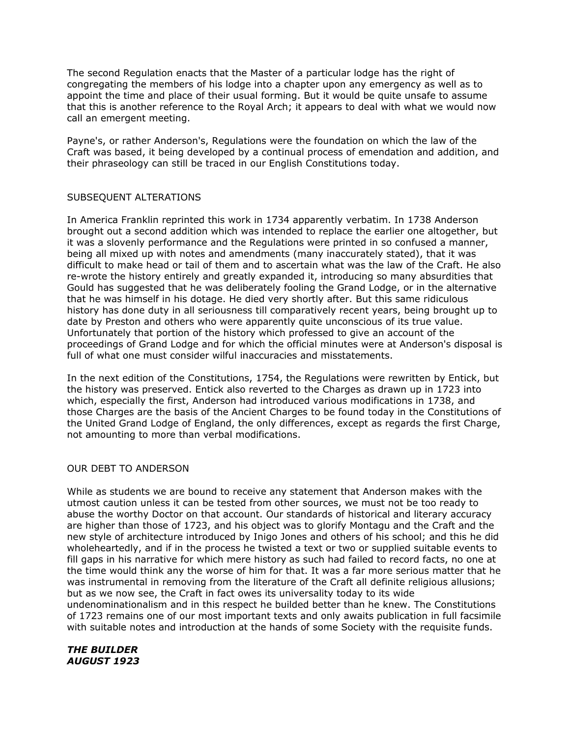The second Regulation enacts that the Master of a particular lodge has the right of congregating the members of his lodge into a chapter upon any emergency as well as to appoint the time and place of their usual forming. But it would be quite unsafe to assume that this is another reference to the Royal Arch; it appears to deal with what we would now call an emergent meeting.

Payne's, or rather Anderson's, Regulations were the foundation on which the law of the Craft was based, it being developed by a continual process of emendation and addition, and their phraseology can still be traced in our English Constitutions today.

## SUBSEQUENT ALTERATIONS

In America Franklin reprinted this work in 1734 apparently verbatim. In 1738 Anderson brought out a second addition which was intended to replace the earlier one altogether, but it was a slovenly performance and the Regulations were printed in so confused a manner, being all mixed up with notes and amendments (many inaccurately stated), that it was difficult to make head or tail of them and to ascertain what was the law of the Craft. He also re-wrote the history entirely and greatly expanded it, introducing so many absurdities that Gould has suggested that he was deliberately fooling the Grand Lodge, or in the alternative that he was himself in his dotage. He died very shortly after. But this same ridiculous history has done duty in all seriousness till comparatively recent years, being brought up to date by Preston and others who were apparently quite unconscious of its true value. Unfortunately that portion of the history which professed to give an account of the proceedings of Grand Lodge and for which the official minutes were at Anderson's disposal is full of what one must consider wilful inaccuracies and misstatements.

In the next edition of the Constitutions, 1754, the Regulations were rewritten by Entick, but the history was preserved. Entick also reverted to the Charges as drawn up in 1723 into which, especially the first, Anderson had introduced various modifications in 1738, and those Charges are the basis of the Ancient Charges to be found today in the Constitutions of the United Grand Lodge of England, the only differences, except as regards the first Charge, not amounting to more than verbal modifications.

## OUR DEBT TO ANDERSON

While as students we are bound to receive any statement that Anderson makes with the utmost caution unless it can be tested from other sources, we must not be too ready to abuse the worthy Doctor on that account. Our standards of historical and literary accuracy are higher than those of 1723, and his object was to glorify Montagu and the Craft and the new style of architecture introduced by Inigo Jones and others of his school; and this he did wholeheartedly, and if in the process he twisted a text or two or supplied suitable events to fill gaps in his narrative for which mere history as such had failed to record facts, no one at the time would think any the worse of him for that. It was a far more serious matter that he was instrumental in removing from the literature of the Craft all definite religious allusions; but as we now see, the Craft in fact owes its universality today to its wide undenominationalism and in this respect he builded better than he knew. The Constitutions of 1723 remains one of our most important texts and only awaits publication in full facsimile with suitable notes and introduction at the hands of some Society with the requisite funds.

***THE BUILDER***
***AUGUST 1923***